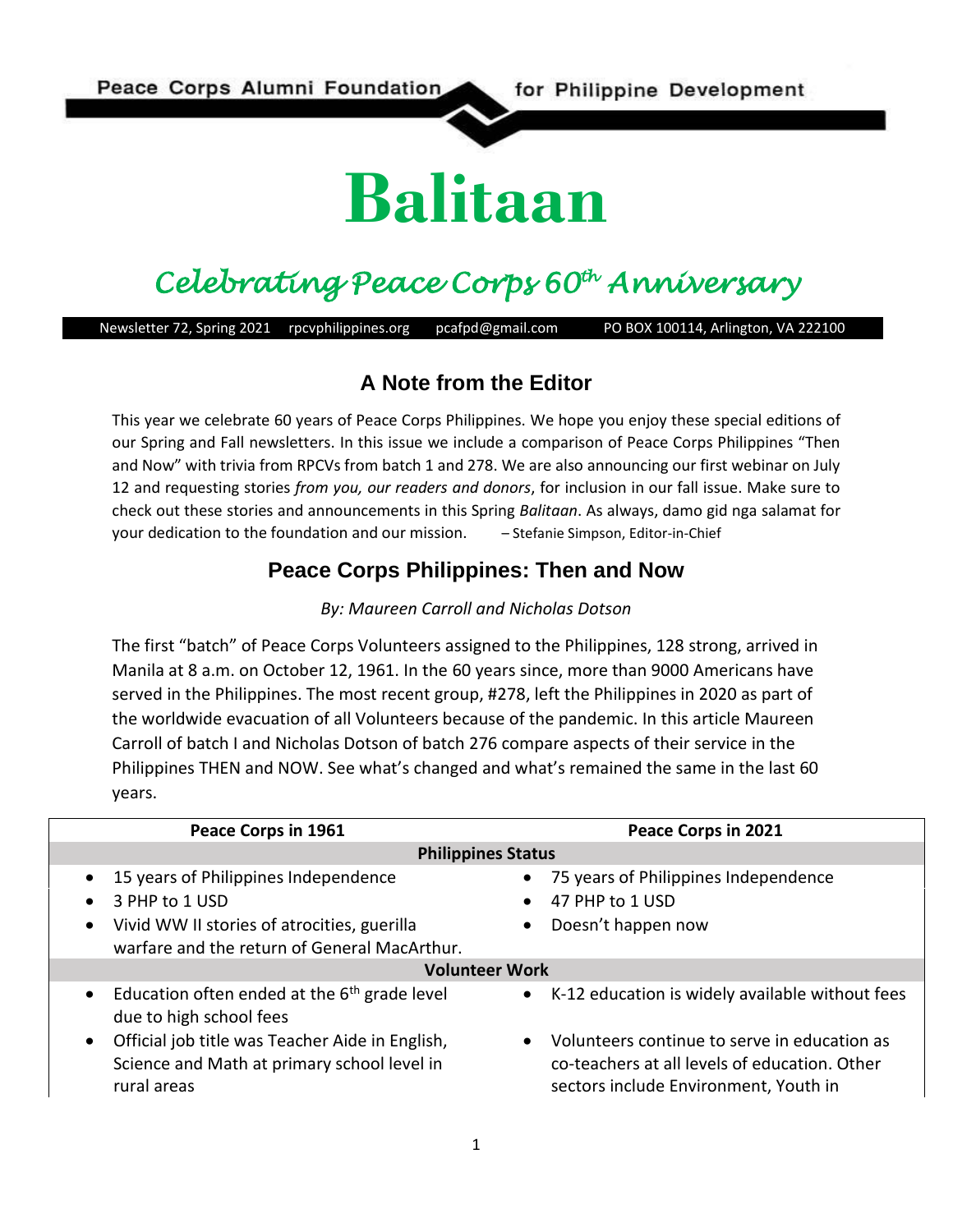Peace Corps Alumni Foundation for Philippine Development

# Balitaan

## *Celebrating Peace Corps 60th Anniversary*

Newsletter 72, Spring 2021 rpcvphilippines.org pcafpd@gmail.com PO BOX 100114, Arlington, VA 222100

## A Note from the Editor

This year we celebrate 60 years of Peace Corps Philippines. We hope you enjoy these special editions of our Spring and Fall newsletters. In this issue we include a comparison of Peace Corps Philippines "Then and Now" with trivia from RPCVs from batch 1 and 278. We are also announcing our first webinar on July 12 and requesting stories *from you, our readers and donors*, for inclusion in our fall issue. Make sure to check out these stories and announcements in this Spring *Balitaan*. As always, damo gid nga salamat for your dedication to the foundation and our mission. – Stefanie Simpson, Editor-in-Chief

## Peace Corps Philippines: Then and Now

*By: Maureen Carroll and Nicholas Dotson*

The first "batch" of Peace Corps Volunteers assigned to the Philippines, 128 strong, arrived in Manila at 8 a.m. on October 12, 1961. In the 60 years since, more than 9000 Americans have served in the Philippines. The most recent group, #278, left the Philippines in 2020 as part of the worldwide evacuation of all Volunteers because of the pandemic. In this article Maureen Carroll of batch I and Nicholas Dotson of batch 276 compare aspects of their service in the Philippines THEN and NOW. See what's changed and what's remained the same in the last 60 years.

| Peace Corps in 1961 | Peace Corps in 2021 |
| --- | --- |
| **Philippines Status** | |
| • 15 years of Philippines Independence | • 75 years of Philippines Independence |
| • 3 PHP to 1 USD | • 47 PHP to 1 USD |
| • Vivid WW II stories of atrocities, guerilla warfare and the return of General MacArthur. | • Doesn't happen now |
| **Volunteer Work** | |
| • Education often ended at the 6th grade level due to high school fees | • K-12 education is widely available without fees |
| • Official job title was Teacher Aide in English, Science and Math at primary school level in rural areas | • Volunteers continue to serve in education as co-teachers at all levels of education. Other sectors include Environment, Youth in |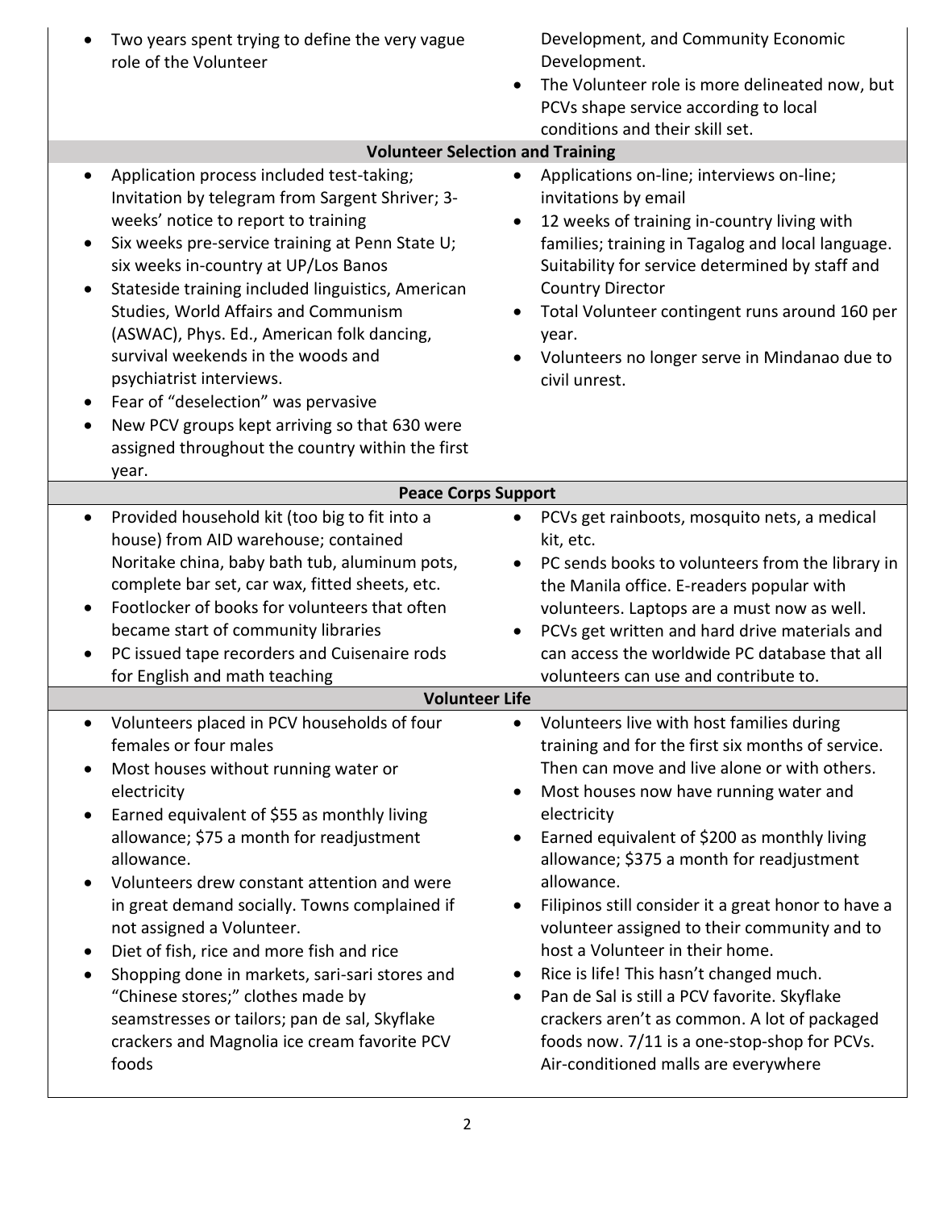| | |
|---|---|
| • Two years spent trying to define the very vague role of the Volunteer | Development, and Community Economic Development.<br>• The Volunteer role is more delineated now, but PCVs shape service according to local conditions and their skill set. |
| **Volunteer Selection and Training** | |
| • Application process included test-taking; Invitation by telegram from Sargent Shriver; 3-weeks' notice to report to training<br>• Six weeks pre-service training at Penn State U; six weeks in-country at UP/Los Banos<br>• Stateside training included linguistics, American Studies, World Affairs and Communism (ASWAC), Phys. Ed., American folk dancing, survival weekends in the woods and psychiatrist interviews.<br>• Fear of "deselection" was pervasive<br>• New PCV groups kept arriving so that 630 were assigned throughout the country within the first year. | • Applications on-line; interviews on-line; invitations by email<br>• 12 weeks of training in-country living with families; training in Tagalog and local language. Suitability for service determined by staff and Country Director<br>• Total Volunteer contingent runs around 160 per year.<br>• Volunteers no longer serve in Mindanao due to civil unrest. |
| **Peace Corps Support** | |
| • Provided household kit (too big to fit into a house) from AID warehouse; contained Noritake china, baby bath tub, aluminum pots, complete bar set, car wax, fitted sheets, etc.<br>• Footlocker of books for volunteers that often became start of community libraries<br>• PC issued tape recorders and Cuisenaire rods for English and math teaching | • PCVs get rainboots, mosquito nets, a medical kit, etc.<br>• PC sends books to volunteers from the library in the Manila office. E-readers popular with volunteers. Laptops are a must now as well.<br>• PCVs get written and hard drive materials and can access the worldwide PC database that all volunteers can use and contribute to. |
| **Volunteer Life** | |
| • Volunteers placed in PCV households of four females or four males<br>• Most houses without running water or electricity<br>• Earned equivalent of $55 as monthly living allowance; $75 a month for readjustment allowance.<br>• Volunteers drew constant attention and were in great demand socially. Towns complained if not assigned a Volunteer.<br>• Diet of fish, rice and more fish and rice<br>• Shopping done in markets, sari-sari stores and "Chinese stores;" clothes made by seamstresses or tailors; pan de sal, Skyflake crackers and Magnolia ice cream favorite PCV foods | • Volunteers live with host families during training and for the first six months of service. Then can move and live alone or with others.<br>• Most houses now have running water and electricity<br>• Earned equivalent of $200 as monthly living allowance; $375 a month for readjustment allowance.<br>• Filipinos still consider it a great honor to have a volunteer assigned to their community and to host a Volunteer in their home.<br>• Rice is life! This hasn't changed much.<br>• Pan de Sal is still a PCV favorite. Skyflake crackers aren't as common. A lot of packaged foods now. 7/11 is a one-stop-shop for PCVs. Air-conditioned malls are everywhere |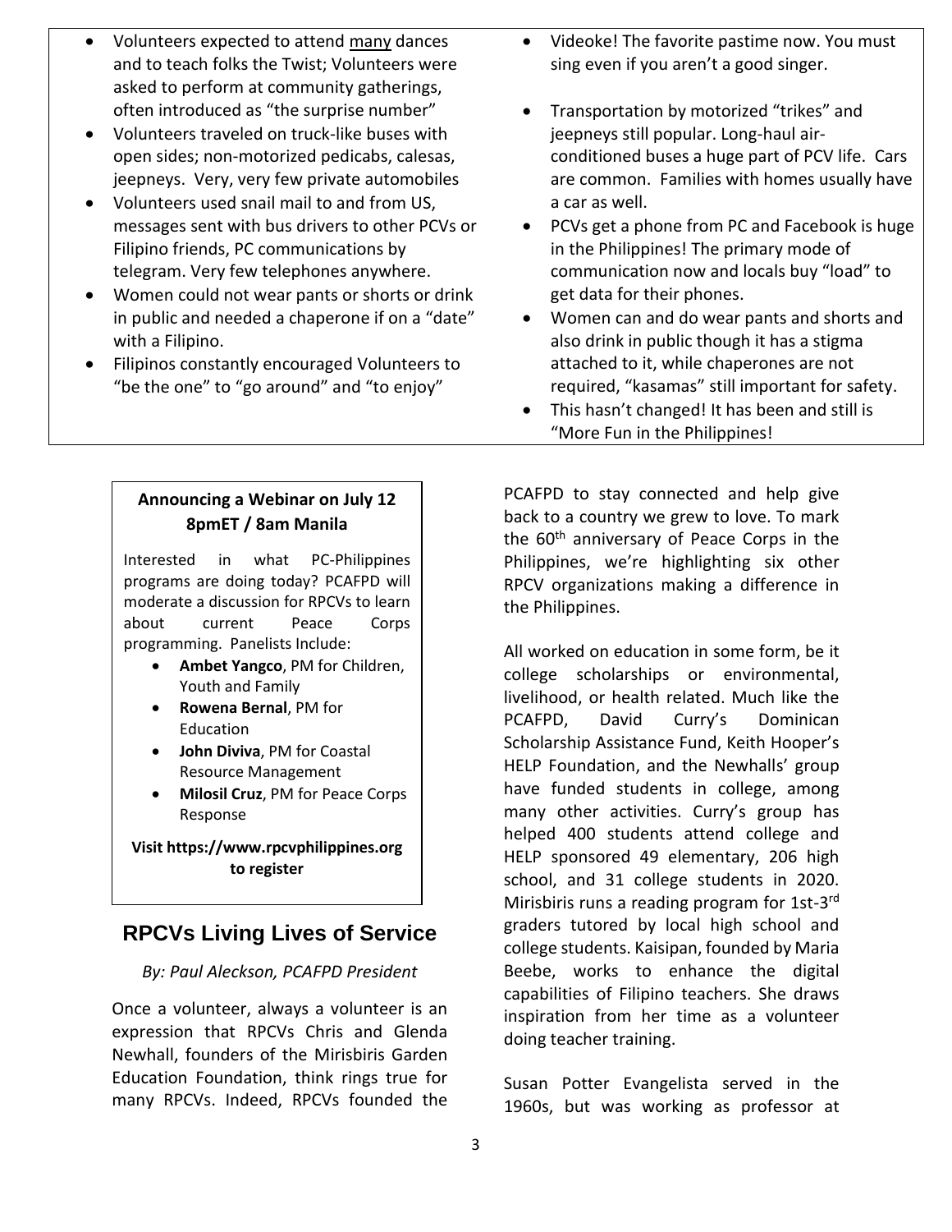| | |
|---|---|
| • Volunteers expected to attend many dances and to teach folks the Twist; Volunteers were asked to perform at community gatherings, often introduced as "the surprise number" | • Videoke! The favorite pastime now. You must sing even if you aren't a good singer. |
| • Volunteers traveled on truck-like buses with open sides; non-motorized pedicabs, calesas, jeepneys. Very, very few private automobiles | • Transportation by motorized "trikes" and jeepneys still popular. Long-haul air-conditioned buses a huge part of PCV life. Cars are common. Families with homes usually have a car as well. |
| • Volunteers used snail mail to and from US, messages sent with bus drivers to other PCVs or Filipino friends, PC communications by telegram. Very few telephones anywhere. | • PCVs get a phone from PC and Facebook is huge in the Philippines! The primary mode of communication now and locals buy "load" to get data for their phones. |
| • Women could not wear pants or shorts or drink in public and needed a chaperone if on a "date" with a Filipino. | • Women can and do wear pants and shorts and also drink in public though it has a stigma attached to it, while chaperones are not required, "kasamas" still important for safety. |
| • Filipinos constantly encouraged Volunteers to "be the one" to "go around" and "to enjoy" | • This hasn't changed! It has been and still is "More Fun in the Philippines! |

**Announcing a Webinar on July 12 8pmET / 8am Manila**

Interested in what PC-Philippines programs are doing today? PCAFPD will moderate a discussion for RPCVs to learn about current Peace Corps programming. Panelists Include:

- **Ambet Yangco**, PM for Children, Youth and Family
- **Rowena Bernal**, PM for Education
- **John Diviva**, PM for Coastal Resource Management
- **Milosil Cruz**, PM for Peace Corps Response

**Visit https://www.rpcvphilippines.org to register**

## RPCVs Living Lives of Service

*By: Paul Aleckson, PCAFPD President*

Once a volunteer, always a volunteer is an expression that RPCVs Chris and Glenda Newhall, founders of the Mirisbiris Garden Education Foundation, think rings true for many RPCVs. Indeed, RPCVs founded the PCAFPD to stay connected and help give back to a country we grew to love. To mark the 60th anniversary of Peace Corps in the Philippines, we're highlighting six other RPCV organizations making a difference in the Philippines.

All worked on education in some form, be it college scholarships or environmental, livelihood, or health related. Much like the PCAFPD, David Curry's Dominican Scholarship Assistance Fund, Keith Hooper's HELP Foundation, and the Newhalls' group have funded students in college, among many other activities. Curry's group has helped 400 students attend college and HELP sponsored 49 elementary, 206 high school, and 31 college students in 2020. Mirisbiris runs a reading program for 1st-3rd graders tutored by local high school and college students. Kaisipan, founded by Maria Beebe, works to enhance the digital capabilities of Filipino teachers. She draws inspiration from her time as a volunteer doing teacher training.

Susan Potter Evangelista served in the 1960s, but was working as professor at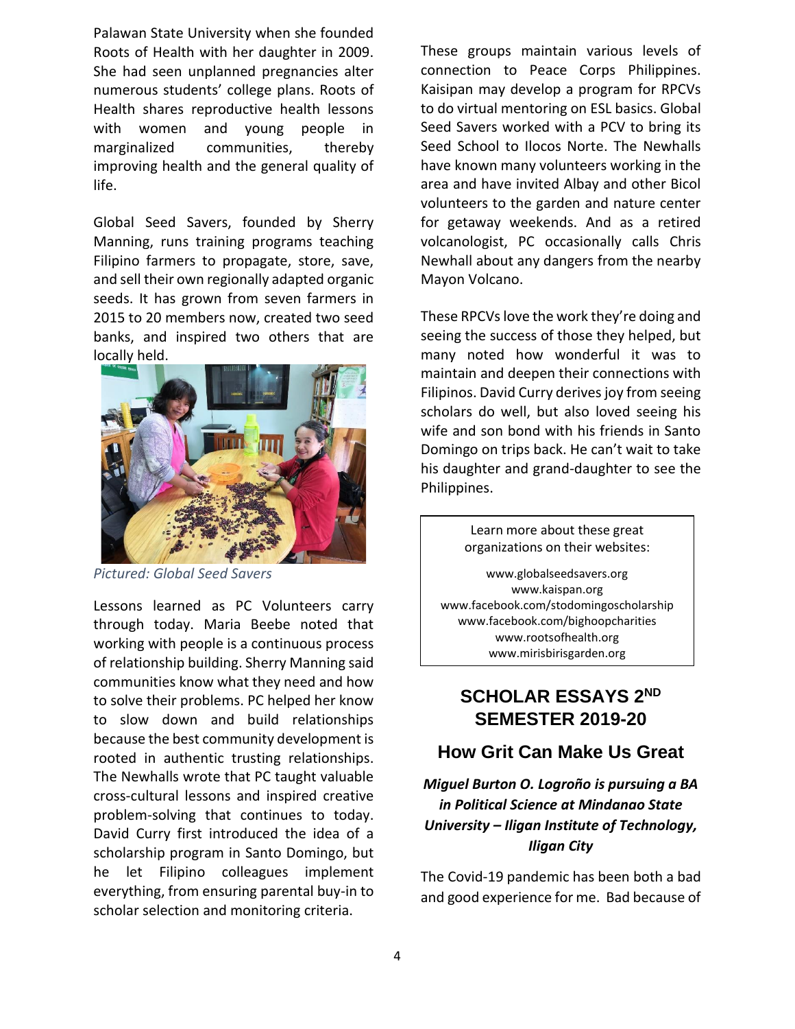Palawan State University when she founded Roots of Health with her daughter in 2009. She had seen unplanned pregnancies alter numerous students' college plans. Roots of Health shares reproductive health lessons with women and young people in marginalized communities, thereby improving health and the general quality of life.

Global Seed Savers, founded by Sherry Manning, runs training programs teaching Filipino farmers to propagate, store, save, and sell their own regionally adapted organic seeds. It has grown from seven farmers in 2015 to 20 members now, created two seed banks, and inspired two others that are locally held.

*Pictured: Global Seed Savers*

Lessons learned as PC Volunteers carry through today. Maria Beebe noted that working with people is a continuous process of relationship building. Sherry Manning said communities know what they need and how to solve their problems. PC helped her know to slow down and build relationships because the best community development is rooted in authentic trusting relationships. The Newhalls wrote that PC taught valuable cross-cultural lessons and inspired creative problem-solving that continues to today. David Curry first introduced the idea of a scholarship program in Santo Domingo, but he let Filipino colleagues implement everything, from ensuring parental buy-in to scholar selection and monitoring criteria.

These groups maintain various levels of connection to Peace Corps Philippines. Kaisipan may develop a program for RPCVs to do virtual mentoring on ESL basics. Global Seed Savers worked with a PCV to bring its Seed School to Ilocos Norte. The Newhalls have known many volunteers working in the area and have invited Albay and other Bicol volunteers to the garden and nature center for getaway weekends. And as a retired volcanologist, PC occasionally calls Chris Newhall about any dangers from the nearby Mayon Volcano.

These RPCVs love the work they're doing and seeing the success of those they helped, but many noted how wonderful it was to maintain and deepen their connections with Filipinos. David Curry derives joy from seeing scholars do well, but also loved seeing his wife and son bond with his friends in Santo Domingo on trips back. He can't wait to take his daughter and grand-daughter to see the Philippines.

Learn more about these great organizations on their websites:

www.globalseedsavers.org
www.kaispan.org
www.facebook.com/stodomingoscholarship
www.facebook.com/bighoopcharities
www.rootsofhealth.org
www.mirisbirisgarden.org

## SCHOLAR ESSAYS 2ND SEMESTER 2019-20

### How Grit Can Make Us Great

***Miguel Burton O. Logroño is pursuing a BA in Political Science at Mindanao State University – Iligan Institute of Technology, Iligan City***

The Covid-19 pandemic has been both a bad and good experience for me. Bad because of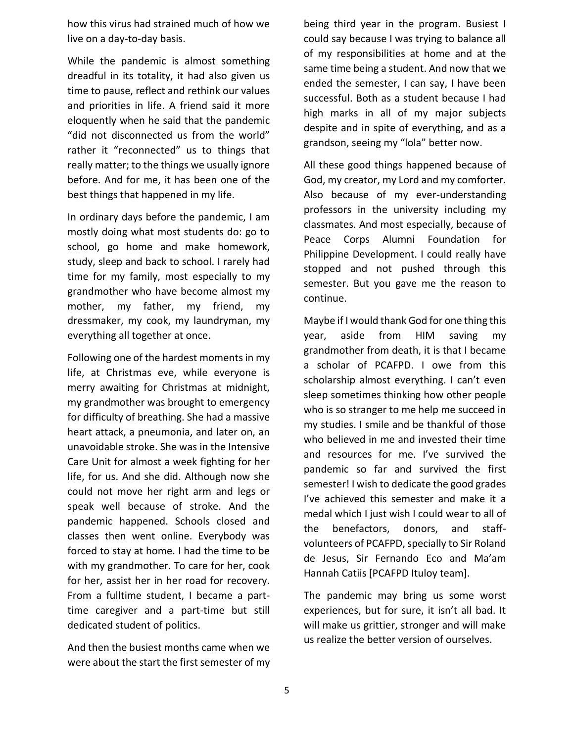how this virus had strained much of how we live on a day-to-day basis.

While the pandemic is almost something dreadful in its totality, it had also given us time to pause, reflect and rethink our values and priorities in life. A friend said it more eloquently when he said that the pandemic "did not disconnected us from the world" rather it "reconnected" us to things that really matter; to the things we usually ignore before. And for me, it has been one of the best things that happened in my life.

In ordinary days before the pandemic, I am mostly doing what most students do: go to school, go home and make homework, study, sleep and back to school. I rarely had time for my family, most especially to my grandmother who have become almost my mother, my father, my friend, my dressmaker, my cook, my laundryman, my everything all together at once.

Following one of the hardest moments in my life, at Christmas eve, while everyone is merry awaiting for Christmas at midnight, my grandmother was brought to emergency for difficulty of breathing. She had a massive heart attack, a pneumonia, and later on, an unavoidable stroke. She was in the Intensive Care Unit for almost a week fighting for her life, for us. And she did. Although now she could not move her right arm and legs or speak well because of stroke. And the pandemic happened. Schools closed and classes then went online. Everybody was forced to stay at home. I had the time to be with my grandmother. To care for her, cook for her, assist her in her road for recovery. From a fulltime student, I became a part-time caregiver and a part-time but still dedicated student of politics.

And then the busiest months came when we were about the start the first semester of my being third year in the program. Busiest I could say because I was trying to balance all of my responsibilities at home and at the same time being a student. And now that we ended the semester, I can say, I have been successful. Both as a student because I had high marks in all of my major subjects despite and in spite of everything, and as a grandson, seeing my "lola" better now.

All these good things happened because of God, my creator, my Lord and my comforter. Also because of my ever-understanding professors in the university including my classmates. And most especially, because of Peace Corps Alumni Foundation for Philippine Development. I could really have stopped and not pushed through this semester. But you gave me the reason to continue.

Maybe if I would thank God for one thing this year, aside from HIM saving my grandmother from death, it is that I became a scholar of PCAFPD. I owe from this scholarship almost everything. I can't even sleep sometimes thinking how other people who is so stranger to me help me succeed in my studies. I smile and be thankful of those who believed in me and invested their time and resources for me. I've survived the pandemic so far and survived the first semester! I wish to dedicate the good grades I've achieved this semester and make it a medal which I just wish I could wear to all of the benefactors, donors, and staff-volunteers of PCAFPD, specially to Sir Roland de Jesus, Sir Fernando Eco and Ma'am Hannah Catiis [PCAFPD Ituloy team].

The pandemic may bring us some worst experiences, but for sure, it isn't all bad. It will make us grittier, stronger and will make us realize the better version of ourselves.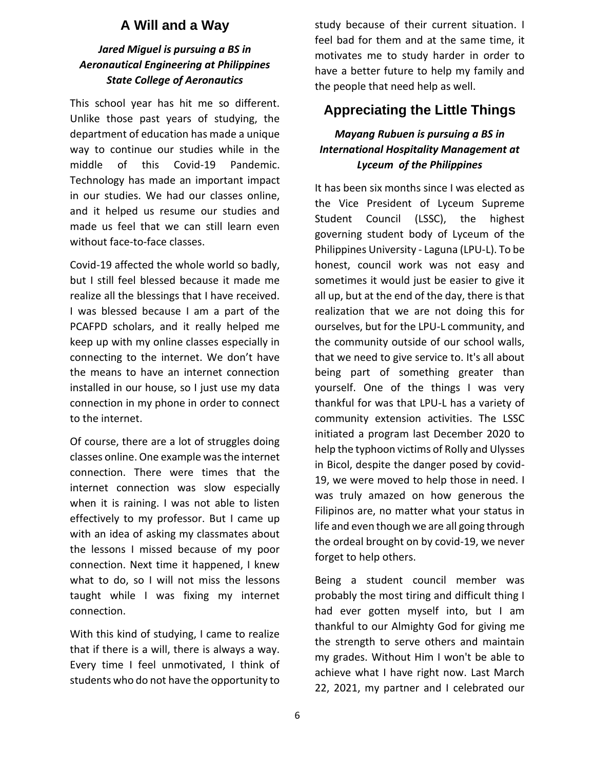## A Will and a Way

***Jared Miguel is pursuing a BS in Aeronautical Engineering at Philippines State College of Aeronautics***

This school year has hit me so different. Unlike those past years of studying, the department of education has made a unique way to continue our studies while in the middle of this Covid-19 Pandemic. Technology has made an important impact in our studies. We had our classes online, and it helped us resume our studies and made us feel that we can still learn even without face-to-face classes.

Covid-19 affected the whole world so badly, but I still feel blessed because it made me realize all the blessings that I have received. I was blessed because I am a part of the PCAFPD scholars, and it really helped me keep up with my online classes especially in connecting to the internet. We don't have the means to have an internet connection installed in our house, so I just use my data connection in my phone in order to connect to the internet.

Of course, there are a lot of struggles doing classes online. One example was the internet connection. There were times that the internet connection was slow especially when it is raining. I was not able to listen effectively to my professor. But I came up with an idea of asking my classmates about the lessons I missed because of my poor connection. Next time it happened, I knew what to do, so I will not miss the lessons taught while I was fixing my internet connection.

With this kind of studying, I came to realize that if there is a will, there is always a way. Every time I feel unmotivated, I think of students who do not have the opportunity to study because of their current situation. I feel bad for them and at the same time, it motivates me to study harder in order to have a better future to help my family and the people that need help as well.

## Appreciating the Little Things

***Mayang Rubuen is pursuing a BS in International Hospitality Management at Lyceum of the Philippines***

It has been six months since I was elected as the Vice President of Lyceum Supreme Student Council (LSSC), the highest governing student body of Lyceum of the Philippines University - Laguna (LPU-L). To be honest, council work was not easy and sometimes it would just be easier to give it all up, but at the end of the day, there is that realization that we are not doing this for ourselves, but for the LPU-L community, and the community outside of our school walls, that we need to give service to. It's all about being part of something greater than yourself. One of the things I was very thankful for was that LPU-L has a variety of community extension activities. The LSSC initiated a program last December 2020 to help the typhoon victims of Rolly and Ulysses in Bicol, despite the danger posed by covid-19, we were moved to help those in need. I was truly amazed on how generous the Filipinos are, no matter what your status in life and even though we are all going through the ordeal brought on by covid-19, we never forget to help others.

Being a student council member was probably the most tiring and difficult thing I had ever gotten myself into, but I am thankful to our Almighty God for giving me the strength to serve others and maintain my grades. Without Him I won't be able to achieve what I have right now. Last March 22, 2021, my partner and I celebrated our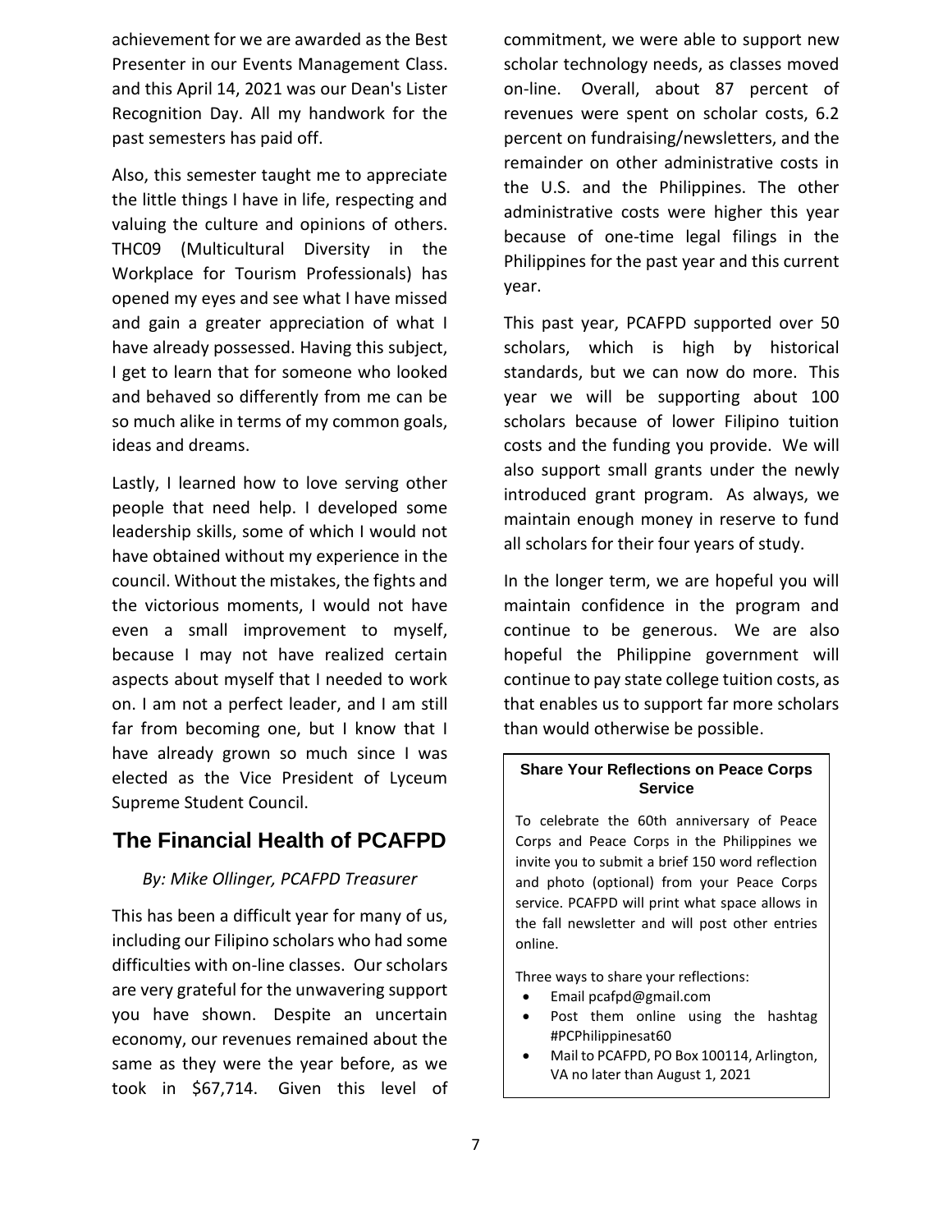achievement for we are awarded as the Best Presenter in our Events Management Class. and this April 14, 2021 was our Dean's Lister Recognition Day. All my handwork for the past semesters has paid off.

Also, this semester taught me to appreciate the little things I have in life, respecting and valuing the culture and opinions of others. THC09 (Multicultural Diversity in the Workplace for Tourism Professionals) has opened my eyes and see what I have missed and gain a greater appreciation of what I have already possessed. Having this subject, I get to learn that for someone who looked and behaved so differently from me can be so much alike in terms of my common goals, ideas and dreams.

Lastly, I learned how to love serving other people that need help. I developed some leadership skills, some of which I would not have obtained without my experience in the council. Without the mistakes, the fights and the victorious moments, I would not have even a small improvement to myself, because I may not have realized certain aspects about myself that I needed to work on. I am not a perfect leader, and I am still far from becoming one, but I know that I have already grown so much since I was elected as the Vice President of Lyceum Supreme Student Council.

## The Financial Health of PCAFPD

*By: Mike Ollinger, PCAFPD Treasurer*

This has been a difficult year for many of us, including our Filipino scholars who had some difficulties with on-line classes. Our scholars are very grateful for the unwavering support you have shown. Despite an uncertain economy, our revenues remained about the same as they were the year before, as we took in $67,714. Given this level of commitment, we were able to support new scholar technology needs, as classes moved on-line. Overall, about 87 percent of revenues were spent on scholar costs, 6.2 percent on fundraising/newsletters, and the remainder on other administrative costs in the U.S. and the Philippines. The other administrative costs were higher this year because of one-time legal filings in the Philippines for the past year and this current year.

This past year, PCAFPD supported over 50 scholars, which is high by historical standards, but we can now do more. This year we will be supporting about 100 scholars because of lower Filipino tuition costs and the funding you provide. We will also support small grants under the newly introduced grant program. As always, we maintain enough money in reserve to fund all scholars for their four years of study.

In the longer term, we are hopeful you will maintain confidence in the program and continue to be generous. We are also hopeful the Philippine government will continue to pay state college tuition costs, as that enables us to support far more scholars than would otherwise be possible.

**Share Your Reflections on Peace Corps Service**

To celebrate the 60th anniversary of Peace Corps and Peace Corps in the Philippines we invite you to submit a brief 150 word reflection and photo (optional) from your Peace Corps service. PCAFPD will print what space allows in the fall newsletter and will post other entries online.

Three ways to share your reflections:

- Email pcafpd@gmail.com
- Post them online using the hashtag #PCPhilippinesat60
- Mail to PCAFPD, PO Box 100114, Arlington, VA no later than August 1, 2021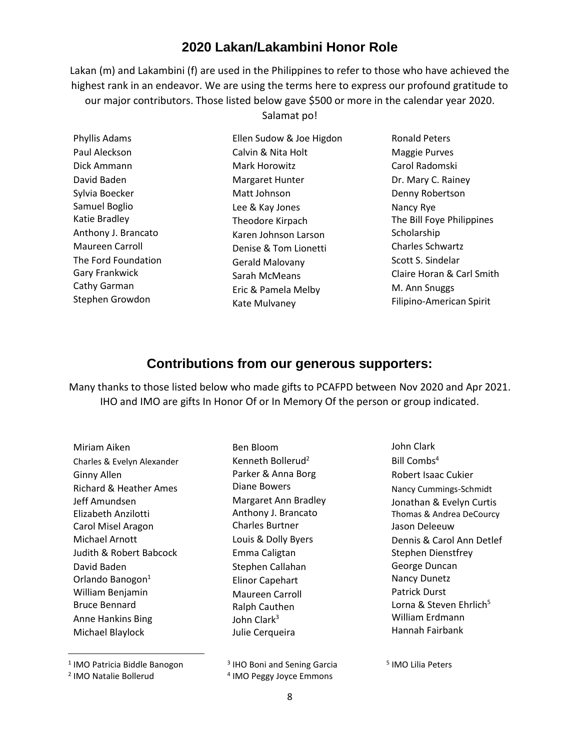## 2020 Lakan/Lakambini Honor Role

Lakan (m) and Lakambini (f) are used in the Philippines to refer to those who have achieved the highest rank in an endeavor. We are using the terms here to express our profound gratitude to our major contributors. Those listed below gave $500 or more in the calendar year 2020. Salamat po!

Phyllis Adams
Paul Aleckson
Dick Ammann
David Baden
Sylvia Boecker
Samuel Boglio
Katie Bradley
Anthony J. Brancato
Maureen Carroll
The Ford Foundation
Gary Frankwick
Cathy Garman
Stephen Growdon
Ellen Sudow & Joe Higdon
Calvin & Nita Holt
Mark Horowitz
Margaret Hunter
Matt Johnson
Lee & Kay Jones
Theodore Kirpach
Karen Johnson Larson
Denise & Tom Lionetti
Gerald Malovany
Sarah McMeans
Eric & Pamela Melby
Kate Mulvaney
Ronald Peters
Maggie Purves
Carol Radomski
Dr. Mary C. Rainey
Denny Robertson
Nancy Rye
The Bill Foye Philippines Scholarship
Charles Schwartz
Scott S. Sindelar
Claire Horan & Carl Smith
M. Ann Snuggs
Filipino-American Spirit

## Contributions from our generous supporters:

Many thanks to those listed below who made gifts to PCAFPD between Nov 2020 and Apr 2021. IHO and IMO are gifts In Honor Of or In Memory Of the person or group indicated.

Miriam Aiken
Charles & Evelyn Alexander
Ginny Allen
Richard & Heather Ames
Jeff Amundsen
Elizabeth Anzilotti
Carol Misel Aragon
Michael Arnott
Judith & Robert Babcock
David Baden
Orlando Banogon[1]
William Benjamin
Bruce Bennard
Anne Hankins Bing
Michael Blaylock
Ben Bloom
Kenneth Bollerud[2]
Parker & Anna Borg
Diane Bowers
Margaret Ann Bradley
Anthony J. Brancato
Charles Burtner
Louis & Dolly Byers
Emma Caligtan
Stephen Callahan
Elinor Capehart
Maureen Carroll
Ralph Cauthen
John Clark[3]
Julie Cerqueira
John Clark
Bill Combs[4]
Robert Isaac Cukier
Nancy Cummings-Schmidt
Jonathan & Evelyn Curtis
Thomas & Andrea DeCourcy
Jason Deleeuw
Dennis & Carol Ann Detlef
Stephen Dienstfrey
George Duncan
Nancy Dunetz
Patrick Durst
Lorna & Steven Ehrlich[5]
William Erdmann
Hannah Fairbank

[1] IMO Patricia Biddle Banogon
[2] IMO Natalie Bollerud
[3] IHO Boni and Sening Garcia
[4] IMO Peggy Joyce Emmons
[5] IMO Lilia Peters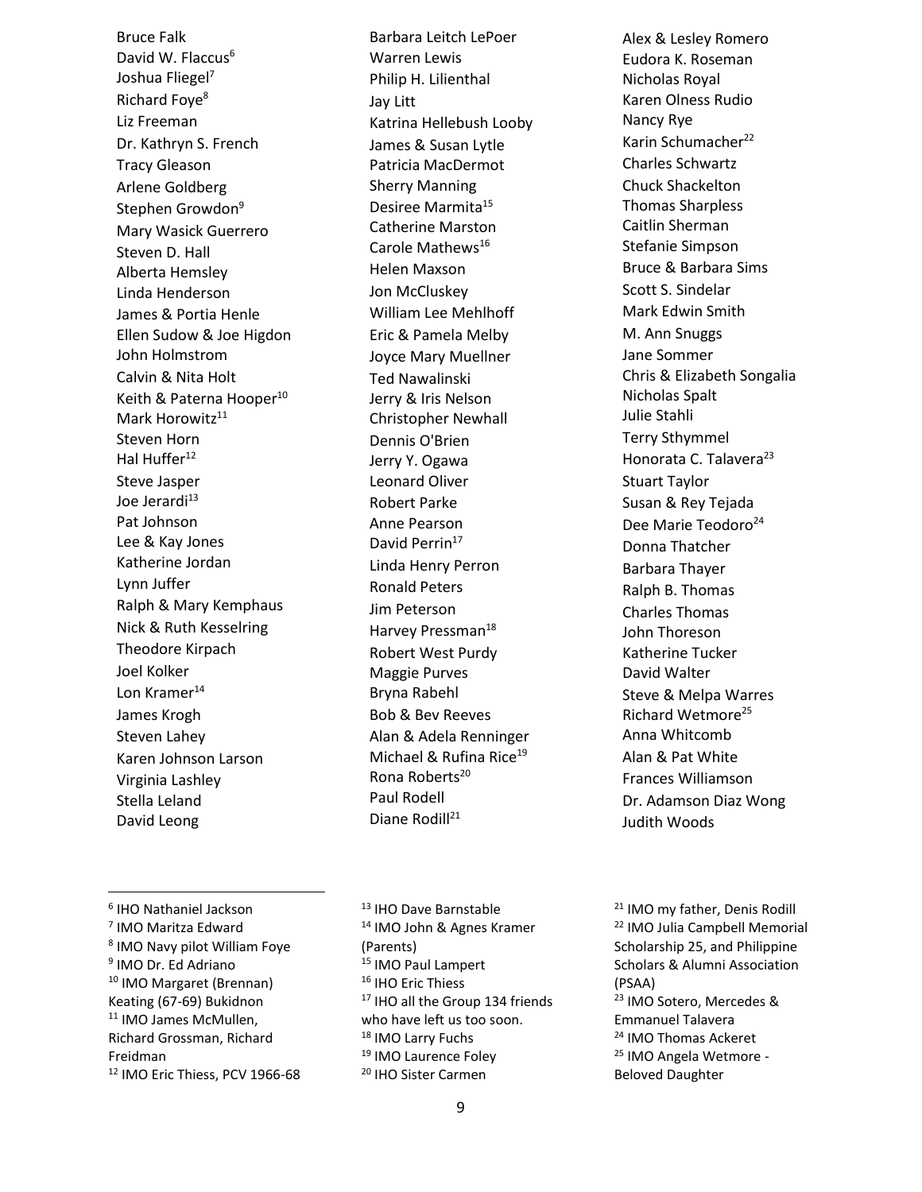Bruce Falk
David W. Flaccus[6]
Joshua Fliegel[7]
Richard Foye[8]
Liz Freeman
Dr. Kathryn S. French
Tracy Gleason
Arlene Goldberg
Stephen Growdon[9]
Mary Wasick Guerrero
Steven D. Hall
Alberta Hemsley
Linda Henderson
James & Portia Henle
Ellen Sudow & Joe Higdon
John Holmstrom
Calvin & Nita Holt
Keith & Paterna Hooper[10]
Mark Horowitz[11]
Steven Horn
Hal Huffer[12]
Steve Jasper
Joe Jerardi[13]
Pat Johnson
Lee & Kay Jones
Katherine Jordan
Lynn Juffer
Ralph & Mary Kemphaus
Nick & Ruth Kesselring
Theodore Kirpach
Joel Kolker
Lon Kramer[14]
James Krogh
Steven Lahey
Karen Johnson Larson
Virginia Lashley
Stella Leland
David Leong
Barbara Leitch LePoer
Warren Lewis
Philip H. Lilienthal
Jay Litt
Katrina Hellebush Looby
James & Susan Lytle
Patricia MacDermot
Sherry Manning
Desiree Marmita[15]
Catherine Marston
Carole Mathews[16]
Helen Maxson
Jon McCluskey
William Lee Mehlhoff
Eric & Pamela Melby
Joyce Mary Muellner
Ted Nawalinski
Jerry & Iris Nelson
Christopher Newhall
Dennis O'Brien
Jerry Y. Ogawa
Leonard Oliver
Robert Parke
Anne Pearson
David Perrin[17]
Linda Henry Perron
Ronald Peters
Jim Peterson
Harvey Pressman[18]
Robert West Purdy
Maggie Purves
Bryna Rabehl
Bob & Bev Reeves
Alan & Adela Renninger
Michael & Rufina Rice[19]
Rona Roberts[20]
Paul Rodell
Diane Rodill[21]
Alex & Lesley Romero
Eudora K. Roseman
Nicholas Royal
Karen Olness Rudio
Nancy Rye
Karin Schumacher[22]
Charles Schwartz
Chuck Shackelton
Thomas Sharpless
Caitlin Sherman
Stefanie Simpson
Bruce & Barbara Sims
Scott S. Sindelar
Mark Edwin Smith
M. Ann Snuggs
Jane Sommer
Chris & Elizabeth Songalia
Nicholas Spalt
Julie Stahli
Terry Sthymmel
Honorata C. Talavera[23]
Stuart Taylor
Susan & Rey Tejada
Dee Marie Teodoro[24]
Donna Thatcher
Barbara Thayer
Ralph B. Thomas
Charles Thomas
John Thoreson
Katherine Tucker
David Walter
Steve & Melpa Warres
Richard Wetmore[25]
Anna Whitcomb
Alan & Pat White
Frances Williamson
Dr. Adamson Diaz Wong
Judith Woods

---

[6] IHO Nathaniel Jackson
[7] IMO Maritza Edward
[8] IMO Navy pilot William Foye
[9] IMO Dr. Ed Adriano
[10] IMO Margaret (Brennan) Keating (67-69) Bukidnon
[11] IMO James McMullen, Richard Grossman, Richard Freidman
[12] IMO Eric Thiess, PCV 1966-68
[13] IHO Dave Barnstable
[14] IMO John & Agnes Kramer (Parents)
[15] IMO Paul Lampert
[16] IHO Eric Thiess
[17] IHO all the Group 134 friends who have left us too soon.
[18] IMO Larry Fuchs
[19] IMO Laurence Foley
[20] IHO Sister Carmen
[21] IMO my father, Denis Rodill
[22] IMO Julia Campbell Memorial Scholarship 25, and Philippine Scholars & Alumni Association (PSAA)
[23] IMO Sotero, Mercedes & Emmanuel Talavera
[24] IMO Thomas Ackeret
[25] IMO Angela Wetmore - Beloved Daughter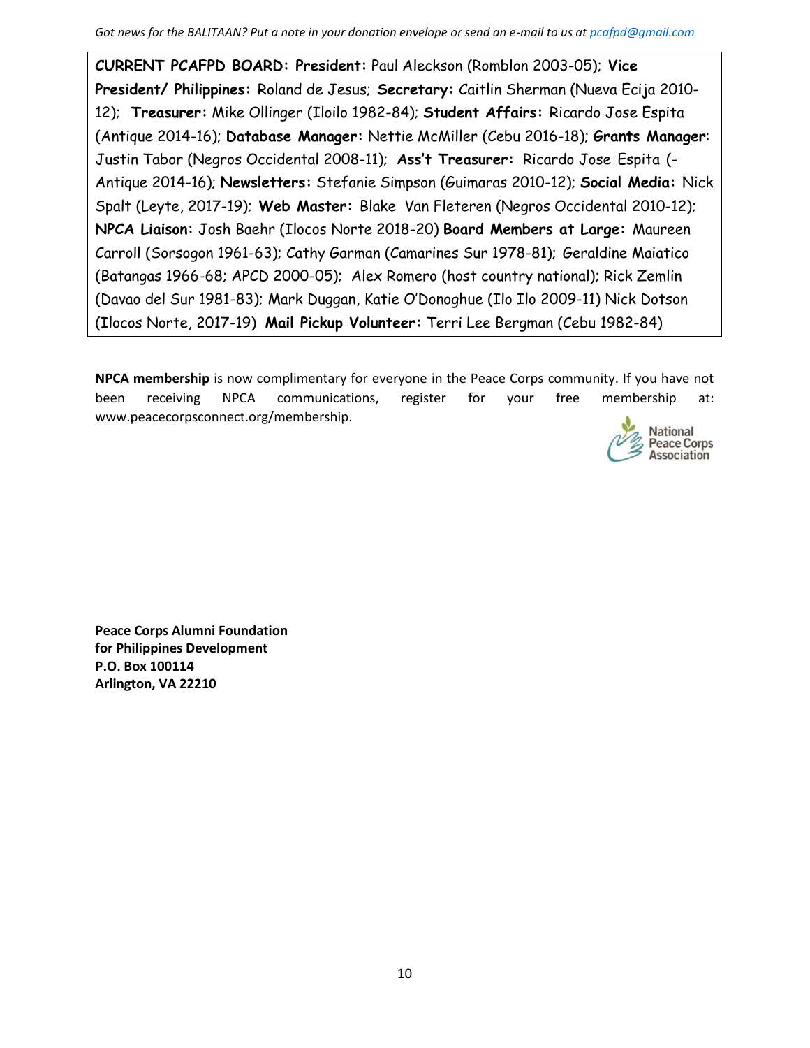*Got news for the BALITAAN? Put a note in your donation envelope or send an e-mail to us at [pcafpd@gmail.com](mailto:pcafpd@gmail.com)*

**CURRENT PCAFPD BOARD: President:** Paul Aleckson (Romblon 2003-05); **Vice President/ Philippines:** Roland de Jesus; **Secretary:** Caitlin Sherman (Nueva Ecija 2010-12); **Treasurer:** Mike Ollinger (Iloilo 1982-84); **Student Affairs:** Ricardo Jose Espita (Antique 2014-16); **Database Manager:** Nettie McMiller (Cebu 2016-18); **Grants Manager**: Justin Tabor (Negros Occidental 2008-11); **Ass't Treasurer:** Ricardo Jose Espita (-Antique 2014-16); **Newsletters:** Stefanie Simpson (Guimaras 2010-12); **Social Media:** Nick Spalt (Leyte, 2017-19); **Web Master:** Blake Van Fleteren (Negros Occidental 2010-12); **NPCA Liaison:** Josh Baehr (Ilocos Norte 2018-20) **Board Members at Large:** Maureen Carroll (Sorsogon 1961-63); Cathy Garman (Camarines Sur 1978-81); Geraldine Maiatico (Batangas 1966-68; APCD 2000-05); Alex Romero (host country national); Rick Zemlin (Davao del Sur 1981-83); Mark Duggan, Katie O'Donoghue (Ilo Ilo 2009-11) Nick Dotson (Ilocos Norte, 2017-19) **Mail Pickup Volunteer:** Terri Lee Bergman (Cebu 1982-84)

**NPCA membership** is now complimentary for everyone in the Peace Corps community. If you have not been receiving NPCA communications, register for your free membership at: www.peacecorpsconnect.org/membership.

National Peace Corps Association

**Peace Corps Alumni Foundation**
**for Philippines Development**
**P.O. Box 100114**
**Arlington, VA 22210**